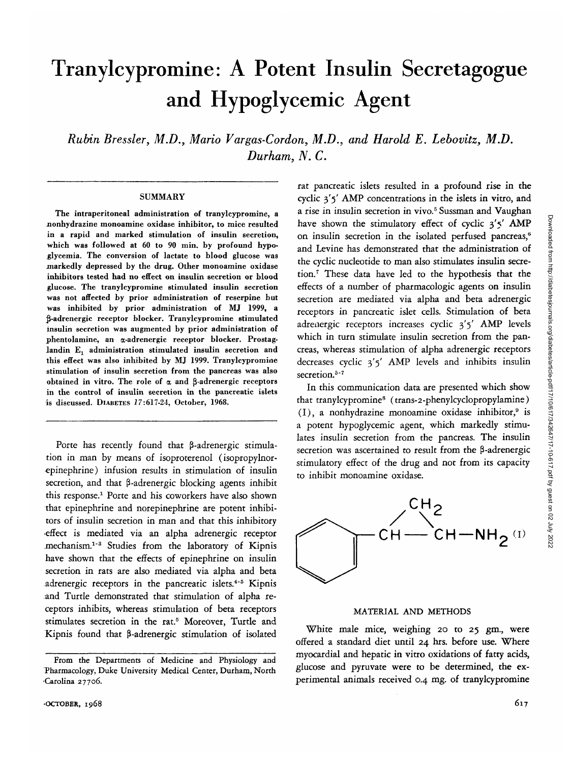# Tranylcypromine: A Potent Insulin Secretagogue and Hypoglycemic Agent

*Rubin Bressler, M.D., Mario Vargas-Cordon, M.D., and Harold E. Lebovitz, M.D.*
*Durham, N. C.*

## SUMMARY

**The intraperitoneal administration of tranylcypromine, a nonhydrazine monoamine oxidase inhibitor, to mice resulted in a rapid and marked stimulation of insulin secretion, which was followed at 60 to 90 min. by profound hypoglycemia. The conversion of lactate to blood glucose was markedly depressed by the drug. Other monoamine oxidase inhibitors tested had no effect on insulin secretion or blood glucose. The tranylcypromine stimulated insulin secretion was not affected by prior administration of reserpine but was inhibited by prior administration of MJ 1999, a β-adrenergic receptor blocker. Tranylcypromine stimulated insulin secretion was augmented by prior administration of phentolamine, an α-adrenergic receptor blocker. Prostaglandin $E_1$ administration stimulated insulin secretion and this effect was also inhibited by MJ 1999. Tranylcypromine stimulation of insulin secretion from the pancreas was also obtained in vitro. The role of α and β-adrenergic receptors in the control of insulin secretion in the pancreatic islets is discussed.** DIABETES 17:617-24, October, 1968.

Porte has recently found that β-adrenergic stimulation in man by means of isoproterenol (isopropylnorepinephrine) infusion results in stimulation of insulin secretion, and that β-adrenergic blocking agents inhibit this response.[1] Porte and his coworkers have also shown that epinephrine and norepinephrine are potent inhibitors of insulin secretion in man and that this inhibitory effect is mediated via an alpha adrenergic receptor mechanism.[1-3] Studies from the laboratory of Kipnis have shown that the effects of epinephrine on insulin secretion in rats are also mediated via alpha and beta adrenergic receptors in the pancreatic islets.[4-5] Kipnis and Turtle demonstrated that stimulation of alpha receptors inhibits, whereas stimulation of beta receptors stimulates secretion in the rat.[5] Moreover, Turtle and Kipnis found that β-adrenergic stimulation of isolated rat pancreatic islets resulted in a profound rise in the cyclic 3'5' AMP concentrations in the islets in vitro, and a rise in insulin secretion in vivo.[5] Sussman and Vaughan have shown the stimulatory effect of cyclic 3'5' AMP on insulin secretion in the isolated perfused pancreas,[6] and Levine has demonstrated that the administration of the cyclic nucleotide to man also stimulates insulin secretion.[7] These data have led to the hypothesis that the effects of a number of pharmacologic agents on insulin secretion are mediated via alpha and beta adrenergic receptors in pancreatic islet cells. Stimulation of beta adrenergic receptors increases cyclic 3'5' AMP levels which in turn stimulate insulin secretion from the pancreas, whereas stimulation of alpha adrenergic receptors decreases cyclic 3'5' AMP levels and inhibits insulin secretion.[5-7]

In this communication data are presented which show that tranylcypromine[8] (trans-2-phenylcyclopropylamine) (I), a nonhydrazine monoamine oxidase inhibitor,[9] is a potent hypoglycemic agent, which markedly stimulates insulin secretion from the pancreas. The insulin secretion was ascertained to result from the β-adrenergic stimulatory effect of the drug and not from its capacity to inhibit monoamine oxidase.

(I) [Structure: phenyl–CH–CH–$NH_2$ with bridging $CH_2$ forming a cyclopropane ring]

## MATERIAL AND METHODS

White male mice, weighing 20 to 25 gm., were offered a standard diet until 24 hrs. before use. Where myocardial and hepatic in vitro oxidations of fatty acids, glucose and pyruvate were to be determined, the experimental animals received 0.4 mg. of tranylcypromine

From the Departments of Medicine and Physiology and Pharmacology, Duke University Medical Center, Durham, North Carolina 27706.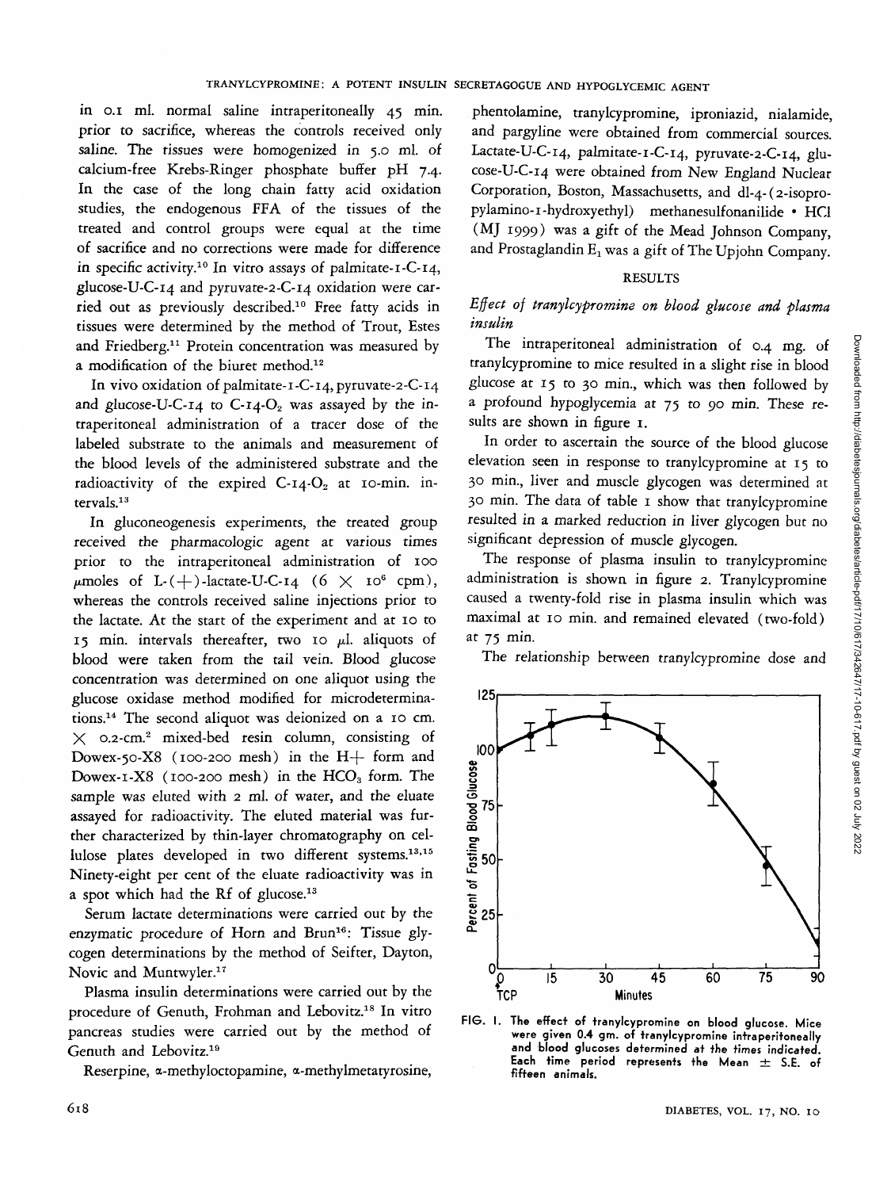in 0.1 ml. normal saline intraperitoneally 45 min. prior to sacrifice, whereas the controls received only saline. The tissues were homogenized in 5.0 ml. of calcium-free Krebs-Ringer phosphate buffer pH 7.4. In the case of the long chain fatty acid oxidation studies, the endogenous FFA of the tissues of the treated and control groups were equal at the time of sacrifice and no corrections were made for difference in specific activity.[10] In vitro assays of palmitate-1-C-14, glucose-U-C-14 and pyruvate-2-C-14 oxidation were carried out as previously described.[10] Free fatty acids in tissues were determined by the method of Trout, Estes and Friedberg.[11] Protein concentration was measured by a modification of the biuret method.[12]

In vivo oxidation of palmitate-1-C-14, pyruvate-2-C-14 and glucose-U-C-14 to C-14-$O_2$ was assayed by the intraperitoneal administration of a tracer dose of the labeled substrate to the animals and measurement of the blood levels of the administered substrate and the radioactivity of the expired C-14-$O_2$ at 10-min. intervals.[13]

In gluconeogenesis experiments, the treated group received the pharmacologic agent at various times prior to the intraperitoneal administration of 100 $\mu$moles of L-(+)-lactate-U-C-14 ($6 \times 10^6$ cpm), whereas the controls received saline injections prior to the lactate. At the start of the experiment and at 10 to 15 min. intervals thereafter, two 10 $\mu$l. aliquots of blood were taken from the tail vein. Blood glucose concentration was determined on one aliquot using the glucose oxidase method modified for microdeterminations.[14] The second aliquot was deionized on a 10 cm. $\times$ 0.2-cm.$^2$ mixed-bed resin column, consisting of Dowex-50-X8 (100-200 mesh) in the H+ form and Dowex-1-X8 (100-200 mesh) in the $HCO_3$ form. The sample was eluted with 2 ml. of water, and the eluate assayed for radioactivity. The eluted material was further characterized by thin-layer chromatography on cellulose plates developed in two different systems.[13,15] Ninety-eight per cent of the eluate radioactivity was in a spot which had the Rf of glucose.[13]

Serum lactate determinations were carried out by the enzymatic procedure of Horn and Brun[16]: Tissue glycogen determinations by the method of Seifter, Dayton, Novic and Muntwyler.[17]

Plasma insulin determinations were carried out by the procedure of Genuth, Frohman and Lebovitz.[18] In vitro pancreas studies were carried out by the method of Genuth and Lebovitz.[19]

Reserpine, $\alpha$-methyloctopamine, $\alpha$-methylmetatyrosine, phentolamine, tranylcypromine, iproniazid, nialamide, and pargyline were obtained from commercial sources. Lactate-U-C-14, palmitate-1-C-14, pyruvate-2-C-14, glucose-U-C-14 were obtained from New England Nuclear Corporation, Boston, Massachusetts, and dl-4-(2-isopropylamino-1-hydroxyethyl) methanesulfonanilide • HCl (MJ 1999) was a gift of the Mead Johnson Company, and Prostaglandin $E_1$ was a gift of The Upjohn Company.

## RESULTS

### *Effect of tranylcypromine on blood glucose and plasma insulin*

The intraperitoneal administration of 0.4 mg. of tranylcypromine to mice resulted in a slight rise in blood glucose at 15 to 30 min., which was then followed by a profound hypoglycemia at 75 to 90 min. These results are shown in figure 1.

In order to ascertain the source of the blood glucose elevation seen in response to tranylcypromine at 15 to 30 min., liver and muscle glycogen was determined at 30 min. The data of table 1 show that tranylcypromine resulted in a marked reduction in liver glycogen but no significant depression of muscle glycogen.

The response of plasma insulin to tranylcypromine administration is shown in figure 2. Tranylcypromine caused a twenty-fold rise in plasma insulin which was maximal at 10 min. and remained elevated (two-fold) at 75 min.

The relationship between tranylcypromine dose and

FIG. 1. The effect of tranylcypromine on blood glucose. Mice were given 0.4 gm. of tranylcypromine intraperitoneally and blood glucoses determined at the times indicated. Each time period represents the Mean ± S.E. of fifteen animals.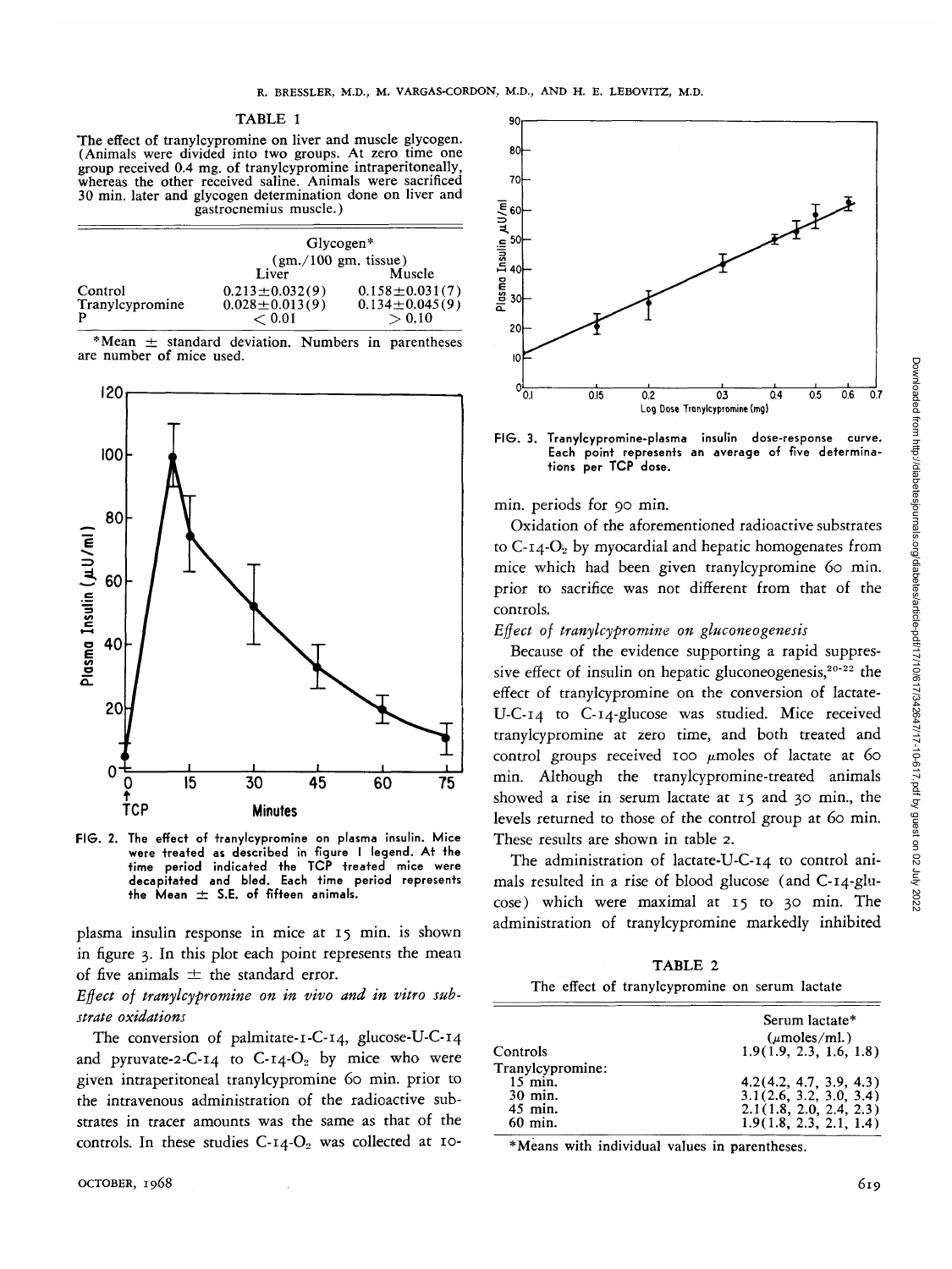TABLE 1

The effect of tranylcypromine on liver and muscle glycogen. (Animals were divided into two groups. At zero time one group received 0.4 mg. of tranylcypromine intraperitoneally, whereas the other received saline. Animals were sacrificed 30 min. later and glycogen determination done on liver and gastrocnemius muscle.)

| | Glycogen* (gm./100 gm. tissue) | |
|---|---|---|
| | Liver | Muscle |
| Control | 0.213±0.032(9) | 0.158±0.031(7) |
| Tranylcypromine | 0.028±0.013(9) | 0.134±0.045(9) |
| P | < 0.01 | > 0.10 |

*Mean ± standard deviation. Numbers in parentheses are number of mice used.

FIG. 2. The effect of tranylcypromine on plasma insulin. Mice were treated as described in figure 1 legend. At the time period indicated the TCP treated mice were decapitated and bled. Each time period represents the Mean ± S.E. of fifteen animals.

plasma insulin response in mice at 15 min. is shown in figure 3. In this plot each point represents the mean of five animals ± the standard error.

*Effect of tranylcypromine on in vivo and in vitro substrate oxidations*

The conversion of palmitate-1-C-14, glucose-U-C-14 and pyruvate-2-C-14 to C-14-$O_2$ by mice who were given intraperitoneal tranylcypromine 60 min. prior to the intravenous administration of the radioactive substrates in tracer amounts was the same as that of the controls. In these studies C-14-$O_2$ was collected at 10-min. periods for 90 min.

FIG. 3. Tranylcypromine-plasma insulin dose-response curve. Each point represents an average of five determinations per TCP dose.

Oxidation of the aforementioned radioactive substrates to C-14-$O_2$ by myocardial and hepatic homogenates from mice which had been given tranylcypromine 60 min. prior to sacrifice was not different from that of the controls.

*Effect of tranylcypromine on gluconeogenesis*

Because of the evidence supporting a rapid suppressive effect of insulin on hepatic gluconeogenesis,[20-22] the effect of tranylcypromine on the conversion of lactate-U-C-14 to C-14-glucose was studied. Mice received tranylcypromine at zero time, and both treated and control groups received 100 μmoles of lactate at 60 min. Although the tranylcypromine-treated animals showed a rise in serum lactate at 15 and 30 min., the levels returned to those of the control group at 60 min. These results are shown in table 2.

The administration of lactate-U-C-14 to control animals resulted in a rise of blood glucose (and C-14-glucose) which were maximal at 15 to 30 min. The administration of tranylcypromine markedly inhibited

TABLE 2

The effect of tranylcypromine on serum lactate

| | Serum lactate* (μmoles/ml.) |
|---|---|
| Controls | 1.9(1.9, 2.3, 1.6, 1.8) |
| Tranylcypromine: | |
| 15 min. | 4.2(4.2, 4.7, 3.9, 4.3) |
| 30 min. | 3.1(2.6, 3.2, 3.0, 3.4) |
| 45 min. | 2.1(1.8, 2.0, 2.4, 2.3) |
| 60 min. | 1.9(1.8, 2.3, 2.1, 1.4) |

*Means with individual values in parentheses.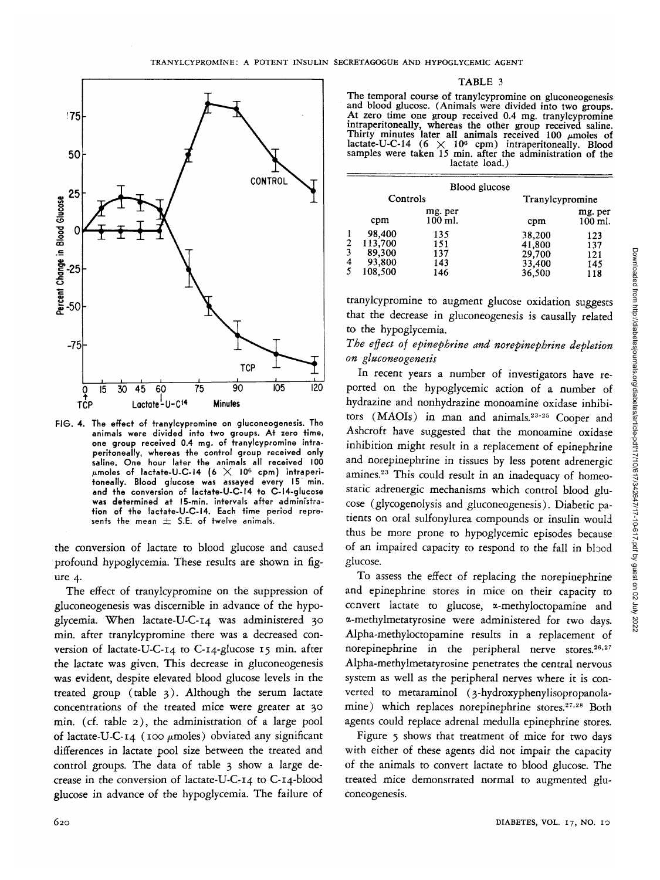FIG. 4. The effect of tranylcypromine on gluconeogenesis. The animals were divided into two groups. At zero time, one group received 0.4 mg. of tranylcypromine intraperitoneally, whereas the control group received only saline. One hour later the animals all received 100 $\mu$moles of lactate-U-C-14 ($6 \times 10^6$ cpm) intraperitoneally. Blood glucose was assayed every 15 min. and the conversion of lactate-U-C-14 to C-14-glucose was determined at 15-min. intervals after administration of the lactate-U-C-14. Each time period represents the mean ± S.E. of twelve animals.

the conversion of lactate to blood glucose and caused profound hypoglycemia. These results are shown in figure 4.

The effect of tranylcypromine on the suppression of gluconeogenesis was discernible in advance of the hypoglycemia. When lactate-U-C-14 was administered 30 min. after tranylcypromine there was a decreased conversion of lactate-U-C-14 to C-14-glucose 15 min. after the lactate was given. This decrease in gluconeogenesis was evident, despite elevated blood glucose levels in the treated group (table 3). Although the serum lactate concentrations of the treated mice were greater at 30 min. (cf. table 2), the administration of a large pool of lactate-U-C-14 (100 $\mu$moles) obviated any significant differences in lactate pool size between the treated and control groups. The data of table 3 show a large decrease in the conversion of lactate-U-C-14 to C-14-blood glucose in advance of the hypoglycemia. The failure of

TABLE 3

The temporal course of tranylcypromine on gluconeogenesis and blood glucose. (Animals were divided into two groups. At zero time one group received 0.4 mg. tranylcypromine intraperitoneally, whereas the other group received saline. Thirty minutes later all animals received 100 $\mu$moles of lactate-U-C-14 ($6 \times 10^6$ cpm) intraperitoneally. Blood samples were taken 15 min. after the administration of the lactate load.)

| | Blood glucose | | | |
|---|---|---|---|---|
| | Controls | | Tranylcypromine | |
| | cpm | mg. per 100 ml. | cpm | mg. per 100 ml. |
| 1 | 98,400 | 135 | 38,200 | 123 |
| 2 | 113,700 | 151 | 41,800 | 137 |
| 3 | 89,300 | 137 | 29,700 | 121 |
| 4 | 93,800 | 143 | 33,400 | 145 |
| 5 | 108,500 | 146 | 36,500 | 118 |

tranylcypromine to augment glucose oxidation suggests that the decrease in gluconeogenesis is causally related to the hypoglycemia.

*The effect of epinephrine and norepinephrine depletion on gluconeogenesis*

In recent years a number of investigators have reported on the hypoglycemic action of a number of hydrazine and nonhydrazine monoamine oxidase inhibitors (MAOIs) in man and animals.[23-25] Cooper and Ashcroft have suggested that the monoamine oxidase inhibition might result in a replacement of epinephrine and norepinephrine in tissues by less potent adrenergic amines.[23] This could result in an inadequacy of homeostatic adrenergic mechanisms which control blood glucose (glycogenolysis and gluconeogenesis). Diabetic patients on oral sulfonylurea compounds or insulin would thus be more prone to hypoglycemic episodes because of an impaired capacity to respond to the fall in blood glucose.

To assess the effect of replacing the norepinephrine and epinephrine stores in mice on their capacity to convert lactate to glucose, $\alpha$-methyloctopamine and $\alpha$-methylmetatyrosine were administered for two days. Alpha-methyloctopamine results in a replacement of norepinephrine in the peripheral nerve stores.[26,27] Alpha-methylmetatyrosine penetrates the central nervous system as well as the peripheral nerves where it is converted to metaraminol (3-hydroxyphenylisopropanolamine) which replaces norepinephrine stores.[27,28] Both agents could replace adrenal medulla epinephrine stores.

Figure 5 shows that treatment of mice for two days with either of these agents did not impair the capacity of the animals to convert lactate to blood glucose. The treated mice demonstrated normal to augmented gluconeogenesis.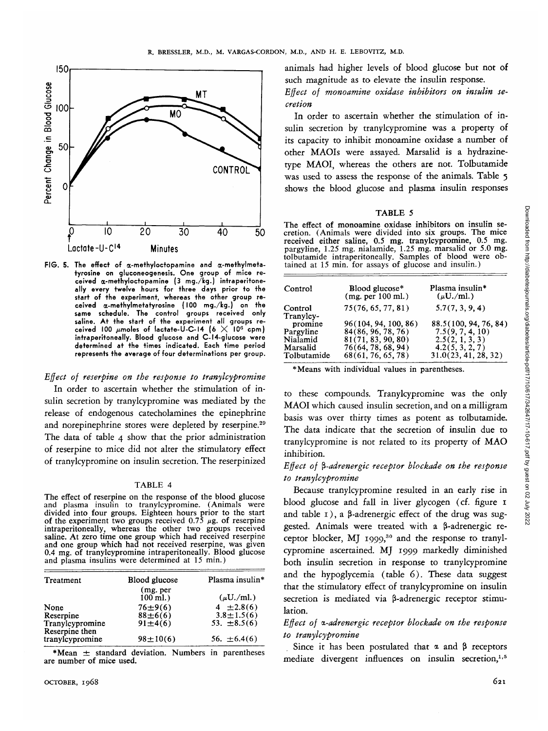FIG. 5. The effect of α-methyloctopamine and α-methylmetatyrosine on gluconeogenesis. One group of mice received α-methyloctopamine (3 mg./kg.) intraperitoneally every twelve hours for three days prior to the start of the experiment, whereas the other group received α-methylmetatyrosine (100 mg./kg.) on the same schedule. The control groups received only saline. At the start of the experiment all groups received 100 μmoles of lactate-U-C-14 ($6 \times 10^6$ cpm) intraperitoneally. Blood glucose and C-14-glucose were determined at the times indicated. Each time period represents the average of four determinations per group.

*Effect of reserpine on the response to tranylcypromine*

In order to ascertain whether the stimulation of insulin secretion by tranylcypromine was mediated by the release of endogenous catecholamines the epinephrine and norepinephrine stores were depleted by reserpine.[29] The data of table 4 show that the prior administration of reserpine to mice did not alter the stimulatory effect of tranylcypromine on insulin secretion. The reserpinized animals had higher levels of blood glucose but not of such magnitude as to elevate the insulin response.

TABLE 4

The effect of reserpine on the response of the blood glucose and plasma insulin to tranylcypromine. (Animals were divided into four groups. Eighteen hours prior to the start of the experiment two groups received 0.75 μg. of reserpine intraperitoneally, whereas the other two groups received saline. At zero time one group which had received reserpine and one group which had not received reserpine, was given 0.4 mg. of tranylcypromine intraperitoneally. Blood glucose and plasma insulins were determined at 15 min.)

| Treatment | Blood glucose (mg. per 100 ml.) | Plasma insulin* (μU./ml.) |
|---|---|---|
| None | 76±9(6) | 4 ±2.8(6) |
| Reserpine | 88±6(6) | 3.8±1.5(6) |
| Tranylcypromine | 91±4(6) | 53. ±8.5(6) |
| Reserpine then tranylcypromine | 98±10(6) | 56. ±6.4(6) |

*Mean ± standard deviation. Numbers in parentheses are number of mice used.

*Effect of monoamine oxidase inhibitors on insulin secretion*

In order to ascertain whether the stimulation of insulin secretion by tranylcypromine was a property of its capacity to inhibit monoamine oxidase a number of other MAOIs were assayed. Marsalid is a hydrazine-type MAOI, whereas the others are not. Tolbutamide was used to assess the response of the animals. Table 5 shows the blood glucose and plasma insulin responses to these compounds. Tranylcypromine was the only MAOI which caused insulin secretion, and on a milligram basis was over thirty times as potent as tolbutamide. The data indicate that the secretion of insulin due to tranylcypromine is not related to its property of MAO inhibition.

TABLE 5

The effect of monoamine oxidase inhibitors on insulin secretion. (Animals were divided into six groups. The mice received either saline, 0.5 mg. tranylcypromine, 0.5 mg. pargyline, 1.25 mg. nialamide, 1.25 mg. marsalid or 5.0 mg. tolbutamide intraperitoneally. Samples of blood were obtained at 15 min. for assays of glucose and insulin.)

| Control | Blood glucose* (mg. per 100 ml.) | Plasma insulin* (μU./ml.) |
|---|---|---|
| Control | 75(76, 65, 77, 81) | 5.7(7, 3, 9, 4) |
| Tranylcypromine | 96(104, 94, 100, 86) | 88.5(100, 94, 76, 84) |
| Pargyline | 84(86, 96, 78, 76) | 7.5(9, 7, 4, 10) |
| Nialamid | 81(71, 83, 90, 80) | 2.5(2, 1, 3, 3) |
| Marsalid | 76(64, 78, 68, 94) | 4.2(5, 3, 2, 7) |
| Tolbutamide | 68(61, 76, 65, 78) | 31.0(23, 41, 28, 32) |

*Means with individual values in parentheses.

*Effect of β-adrenergic receptor blockade on the response to tranylcypromine*

Because tranylcypromine resulted in an early rise in blood glucose and fall in liver glycogen (cf. figure 1 and table 1), a β-adrenergic effect of the drug was suggested. Animals were treated with a β-adrenergic receptor blocker, MJ 1999,[30] and the response to tranylcypromine ascertained. MJ 1999 markedly diminished both insulin secretion in response to tranylcypromine and the hypoglycemia (table 6). These data suggest that the stimulatory effect of tranylcypromine on insulin secretion is mediated via β-adrenergic receptor stimulation.

*Effect of α-adrenergic receptor blockade on the response to tranylcypromine*

Since it has been postulated that α and β receptors mediate divergent influences on insulin secretion,[1,5]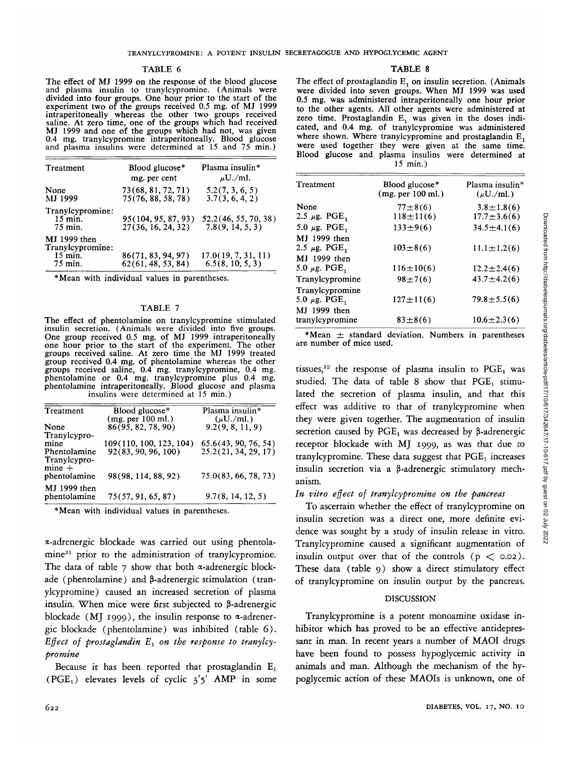TABLE 6

The effect of MJ 1999 on the response of the blood glucose and plasma insulin to tranylcypromine. (Animals were divided into four groups. One hour prior to the start of the experiment two of the groups received 0.5 mg. of MJ 1999 intraperitoneally whereas the other two groups received saline. At zero time, one of the groups which had received MJ 1999 and one of the groups which had not, was given 0.4 mg. tranylcypromine intraperitoneally. Blood glucose and plasma insulins were determined at 15 and 75 min.)

| Treatment | Blood glucose* mg. per cent | Plasma insulin* $\mu$U./ml. |
|---|---|---|
| None | 73(68, 81, 72, 71) | 5.2(7, 3, 6, 5) |
| MJ 1999 | 75(76, 88, 58, 78) | 3.7(3, 6, 4, 2) |
| Tranylcypromine: | | |
| 15 min. | 95(104, 95, 87, 93) | 52.2(46, 55, 70, 38) |
| 75 min. | 27(36, 16, 24, 32) | 7.8(9, 14, 5, 3) |
| MJ 1999 then Tranylcypromine: | | |
| 15 min. | 86(71, 83, 94, 97) | 17.0(19, 7, 31, 11) |
| 75 min. | 62(61, 48, 53, 84) | 6.5(8, 10, 5, 3) |

*Mean with individual values in parentheses.

TABLE 7

The effect of phentolamine on tranylcypromine stimulated insulin secretion. (Animals were divided into five groups. One group received 0.5 mg. of MJ 1999 intraperitoneally one hour prior to the start of the experiment. The other groups received saline. At zero time the MJ 1999 treated group received 0.4 mg. of phentolamine whereas the other groups received saline, 0.4 mg. tranylcypromine, 0.4 mg. phentolamine or 0.4 mg. tranylcypromine plus 0.4 mg. phentolamine intraperitoneally. Blood glucose and plasma insulins were determined at 15 min.)

| Treatment | Blood glucose* (mg. per 100 ml.) | Plasma insulin* ($\mu$U./ml.) |
|---|---|---|
| None | 86(95, 82, 78, 90) | 9.2(9, 8, 11, 9) |
| Tranylcypromine | 109(100, 100, 123, 104) | 65.6(43, 90, 76, 54) |
| Phentolamine | 92(83, 90, 96, 100) | 25.2(21, 34, 29, 17) |
| Tranylcypromine + phentolamine | 98(98, 114, 88, 92) | 75.0(83, 66, 78, 73) |
| MJ 1999 then phentolamine | 75(57, 91, 65, 87) | 9.7(8, 14, 12, 5) |

*Mean with individual values in parentheses.

α-adrenergic blockade was carried out using phentolamine[31] prior to the administration of tranylcypromine. The data of table 7 show that both α-adrenergic blockade (phentolamine) and β-adrenergic stimulation (tranylcypromine) caused an increased secretion of plasma insulin. When mice were first subjected to β-adrenergic blockade (MJ 1999), the insulin response to α-adrenergic blockade (phentolamine) was inhibited (table 6).

*Effect of prostaglandin $E_1$ on the response to tranylcypromine*

Because it has been reported that prostaglandin $E_1$ ($PGE_1$) elevates levels of cyclic 3'5' AMP in some tissues,[32] the response of plasma insulin to $PGE_1$ was studied. The data of table 8 show that $PGE_1$ stimulated the secretion of plasma insulin, and that this effect was additive to that of tranylcypromine when they were given together. The augmentation of insulin secretion caused by $PGE_1$ was decreased by β-adrenergic receptor blockade with MJ 1999, as was that due to tranylcypromine. These data suggest that $PGE_1$ increases insulin secretion via a β-adrenergic stimulatory mechanism.

TABLE 8

The effect of prostaglandin $E_1$ on insulin secretion. (Animals were divided into seven groups. When MJ 1999 was used 0.5 mg. was administered intraperitoneally one hour prior to the other agents. All other agents were administered at zero time. Prostaglandin $E_1$ was given in the doses indicated, and 0.4 mg. of tranylcypromine was administered where shown. Where tranylcypromine and prostaglandin $E_1$ were used together they were given at the same time. Blood glucose and plasma insulins were determined at 15 min.)

| Treatment | Blood glucose* (mg. per 100 ml.) | Plasma insulin* ($\mu$U./ml.) |
|---|---|---|
| None | 77±8(6) | 3.8±1.8(6) |
| 2.5 $\mu$g. $PGE_1$ | 118±11(6) | 17.7±3.6(6) |
| 5.0 $\mu$g. $PGE_1$ | 133±9(6) | 34.5±4.1(6) |
| MJ 1999 then 2.5 $\mu$g. $PGE_1$ | 103±8(6) | 11.1±1.2(6) |
| MJ 1999 then 5.0 $\mu$g. $PGE_1$ | 116±10(6) | 12.2±2.4(6) |
| Tranylcypromine | 98±7(6) | 43.7±4.2(6) |
| Tranylcypromine 5.0 $\mu$g. $PGE_1$ | 127±11(6) | 79.8±5.5(6) |
| MJ 1999 then tranylcypromine | 83±8(6) | 10.6±2.3(6) |

*Mean ± standard deviation. Numbers in parentheses are number of mice used.

*In vitro effect of tranylcypromine on the pancreas*

To ascertain whether the effect of tranylcypromine on insulin secretion was a direct one, more definite evidence was sought by a study of insulin release in vitro. Tranylcypromine caused a significant augmentation of insulin output over that of the controls ($p < 0.02$). These data (table 9) show a direct stimulatory effect of tranylcypromine on insulin output by the pancreas.

## DISCUSSION

Tranylcypromine is a potent monoamine oxidase inhibitor which has proved to be an effective antidepressant in man. In recent years a number of MAOI drugs have been found to possess hypoglycemic activity in animals and man. Although the mechanism of the hypoglycemic action of these MAOIs is unknown, one of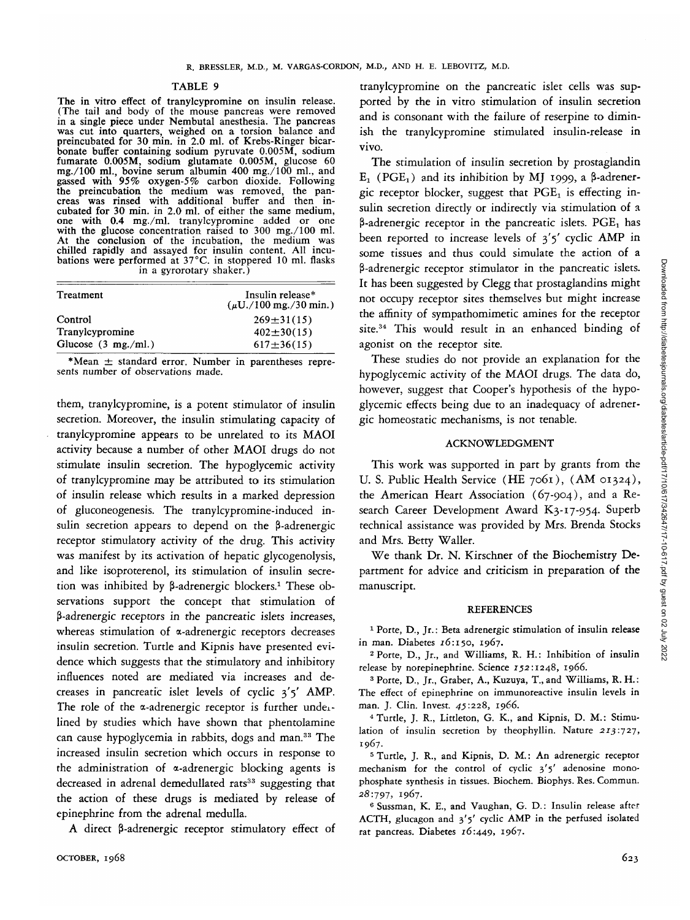TABLE 9

The in vitro effect of tranylcypromine on insulin release. (The tail and body of the mouse pancreas were removed in a single piece under Nembutal anesthesia. The pancreas was cut into quarters, weighed on a torsion balance and preincubated for 30 min. in 2.0 ml. of Krebs-Ringer bicarbonate buffer containing sodium pyruvate 0.005M, sodium fumarate 0.005M, sodium glutamate 0.005M, glucose 60 mg./100 ml., bovine serum albumin 400 mg./100 ml., and gassed with 95% oxygen-5% carbon dioxide. Following the preincubation the medium was removed, the pancreas was rinsed with additional buffer and then incubated for 30 min. in 2.0 ml. of either the same medium, one with 0.4 mg./ml. tranylcypromine added or one with the glucose concentration raised to 300 mg./100 ml. At the conclusion of the incubation, the medium was chilled rapidly and assayed for insulin content. All incubations were performed at 37°C. in stoppered 10 ml. flasks in a gyrorotary shaker.)

| Treatment | Insulin release* (μU./100 mg./30 min.) |
|---|---|
| Control | 269±31(15) |
| Tranylcypromine | 402±30(15) |
| Glucose (3 mg./ml.) | 617±36(15) |

*Mean ± standard error. Number in parentheses represents number of observations made.

them, tranylcypromine, is a potent stimulator of insulin secretion. Moreover, the insulin stimulating capacity of tranylcypromine appears to be unrelated to its MAOI activity because a number of other MAOI drugs do not stimulate insulin secretion. The hypoglycemic activity of tranylcypromine may be attributed to its stimulation of insulin release which results in a marked depression of gluconeogenesis. The tranylcypromine-induced insulin secretion appears to depend on the β-adrenergic receptor stimulatory activity of the drug. This activity was manifest by its activation of hepatic glycogenolysis, and like isoproterenol, its stimulation of insulin secretion was inhibited by β-adrenergic blockers.[1] These observations support the concept that stimulation of β-adrenergic receptors in the pancreatic islets increases, whereas stimulation of α-adrenergic receptors decreases insulin secretion. Turtle and Kipnis have presented evidence which suggests that the stimulatory and inhibitory influences noted are mediated via increases and decreases in pancreatic islet levels of cyclic 3'5' AMP. The role of the α-adrenergic receptor is further underlined by studies which have shown that phentolamine can cause hypoglycemia in rabbits, dogs and man.[33] The increased insulin secretion which occurs in response to the administration of α-adrenergic blocking agents is decreased in adrenal demedullated rats[33] suggesting that the action of these drugs is mediated by release of epinephrine from the adrenal medulla.

A direct β-adrenergic receptor stimulatory effect of tranylcypromine on the pancreatic islet cells was supported by the in vitro stimulation of insulin secretion and is consonant with the failure of reserpine to diminish the tranylcypromine stimulated insulin-release in vivo.

The stimulation of insulin secretion by prostaglandin $E_1$ ($PGE_1$) and its inhibition by MJ 1999, a β-adrenergic receptor blocker, suggest that $PGE_1$ is effecting insulin secretion directly or indirectly via stimulation of a β-adrenergic receptor in the pancreatic islets. $PGE_1$ has been reported to increase levels of 3'5' cyclic AMP in some tissues and thus could simulate the action of a β-adrenergic receptor stimulator in the pancreatic islets. It has been suggested by Clegg that prostaglandins might not occupy receptor sites themselves but might increase the affinity of sympathomimetic amines for the receptor site.[34] This would result in an enhanced binding of agonist on the receptor site.

These studies do not provide an explanation for the hypoglycemic activity of the MAOI drugs. The data do, however, suggest that Cooper's hypothesis of the hypoglycemic effects being due to an inadequacy of adrenergic homeostatic mechanisms, is not tenable.

## ACKNOWLEDGMENT

This work was supported in part by grants from the U. S. Public Health Service (HE 7061), (AM 01324), the American Heart Association (67-904), and a Research Career Development Award K3-17-954. Superb technical assistance was provided by Mrs. Brenda Stocks and Mrs. Betty Waller.

We thank Dr. N. Kirschner of the Biochemistry Department for advice and criticism in preparation of the manuscript.

## REFERENCES

[1] Porte, D., Jr.: Beta adrenergic stimulation of insulin release in man. Diabetes *16*:150, 1967.

[2] Porte, D., Jr., and Williams, R. H.: Inhibition of insulin release by norepinephrine. Science *152*:1248, 1966.

[3] Porte, D., Jr., Graber, A., Kuzuya, T., and Williams, R. H.: The effect of epinephrine on immunoreactive insulin levels in man. J. Clin. Invest. *45*:228, 1966.

[4] Turtle, J. R., Littleton, G. K., and Kipnis, D. M.: Stimulation of insulin secretion by theophyllin. Nature *213*:727, 1967.

[5] Turtle, J. R., and Kipnis, D. M.: An adrenergic receptor mechanism for the control of cyclic 3'5' adenosine monophosphate synthesis in tissues. Biochem. Biophys. Res. Commun. *28*:797, 1967.

[6] Sussman, K. E., and Vaughan, G. D.: Insulin release after ACTH, glucagon and 3'5' cyclic AMP in the perfused isolated rat pancreas. Diabetes *16*:449, 1967.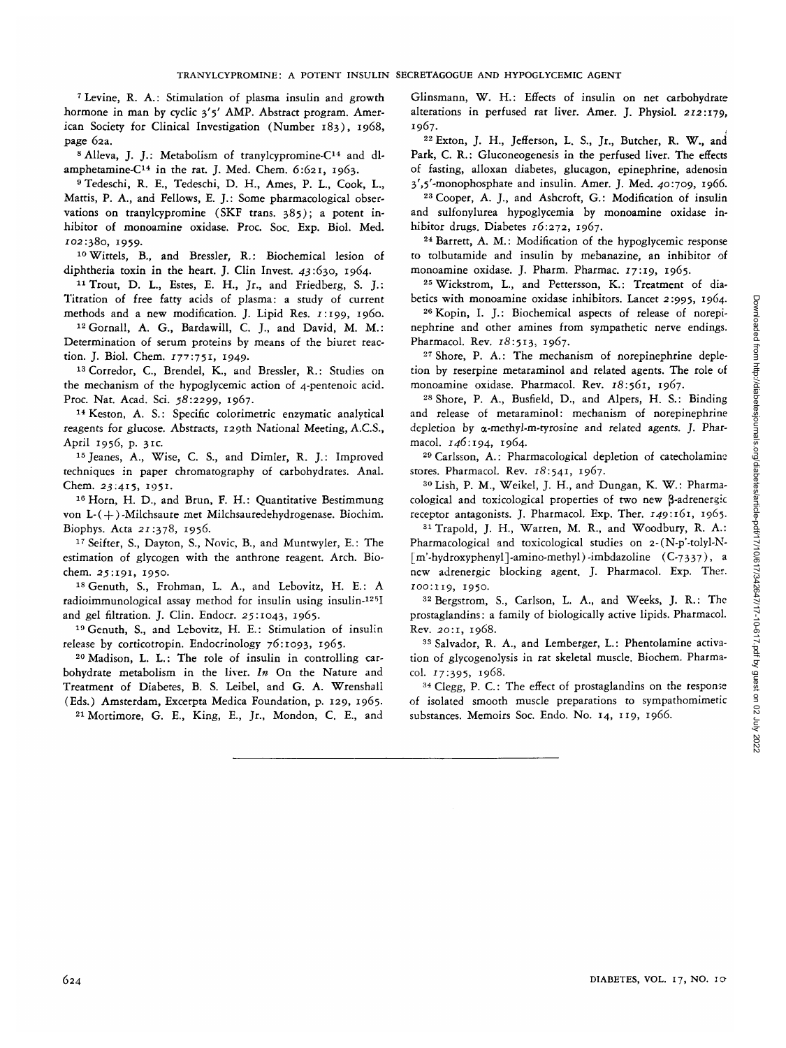[7] Levine, R. A.: Stimulation of plasma insulin and growth hormone in man by cyclic 3'5' AMP. Abstract program. American Society for Clinical Investigation (Number 183), 1968, page 62a.

[8] Alleva, J. J.: Metabolism of tranylcypromine-$C^{14}$ and dl-amphetamine-$C^{14}$ in the rat. J. Med. Chem. 6:621, 1963.

[9] Tedeschi, R. E., Tedeschi, D. H., Ames, P. L., Cook, L., Mattis, P. A., and Fellows, E. J.: Some pharmacological observations on tranylcypromine (SKF trans. 385); a potent inhibitor of monoamine oxidase. Proc. Soc. Exp. Biol. Med. *102*:380, 1959.

[10] Wittels, B., and Bressler, R.: Biochemical lesion of diphtheria toxin in the heart. J. Clin Invest. *43*:630, 1964.

[11] Trout, D. L., Estes, E. H., Jr., and Friedberg, S. J.: Titration of free fatty acids of plasma: a study of current methods and a new modification. J. Lipid Res. *1*:199, 1960.

[12] Gornall, A. G., Bardawill, C. J., and David, M. M.: Determination of serum proteins by means of the biuret reaction. J. Biol. Chem. *177*:751, 1949.

[13] Corredor, C., Brendel, K., and Bressler, R.: Studies on the mechanism of the hypoglycemic action of 4-pentenoic acid. Proc. Nat. Acad. Sci. *58*:2299, 1967.

[14] Keston, A. S.: Specific colorimetric enzymatic analytical reagents for glucose. Abstracts, 129th National Meeting, A.C.S., April 1956, p. 31c.

[15] Jeanes, A., Wise, C. S., and Dimler, R. J.: Improved techniques in paper chromatography of carbohydrates. Anal. Chem. *23*:415, 1951.

[16] Horn, H. D., and Brun, F. H.: Quantitative Bestimmung von L-(+)-Milchsaure met Milchsauredehydrogenase. Biochim. Biophys. Acta *21*:378, 1956.

[17] Seifter, S., Dayton, S., Novic, B., and Muntwyler, E.: The estimation of glycogen with the anthrone reagent. Arch. Biochem. *25*:191, 1950.

[18] Genuth, S., Frohman, L. A., and Lebovitz, H. E.: A radioimmunological assay method for insulin using insulin-$^{125}$I and gel filtration. J. Clin. Endocr. *25*:1043, 1965.

[19] Genuth, S., and Lebovitz, H. E.: Stimulation of insulin release by corticotropin. Endocrinology *76*:1093, 1965.

[20] Madison, L. L.: The role of insulin in controlling carbohydrate metabolism in the liver. *In* On the Nature and Treatment of Diabetes, B. S. Leibel, and G. A. Wrenshall (Eds.) Amsterdam, Excerpta Medica Foundation, p. 129, 1965.

[21] Mortimore, G. E., King, E., Jr., Mondon, C. E., and Glinsmann, W. H.: Effects of insulin on net carbohydrate alterations in perfused rat liver. Amer. J. Physiol. *212*:179, 1967.

[22] Exton, J. H., Jefferson, L. S., Jr., Butcher, R. W., and Park, C. R.: Gluconeogenesis in the perfused liver. The effects of fasting, alloxan diabetes, glucagon, epinephrine, adenosin 3',5'-monophosphate and insulin. Amer. J. Med. *40*:709, 1966.

[23] Cooper, A. J., and Ashcroft, G.: Modification of insulin and sulfonylurea hypoglycemia by monoamine oxidase inhibitor drugs. Diabetes *16*:272, 1967.

[24] Barrett, A. M.: Modification of the hypoglycemic response to tolbutamide and insulin by mebanazine, an inhibitor of monoamine oxidase. J. Pharm. Pharmac. *17*:19, 1965.

[25] Wickstrom, L., and Pettersson, K.: Treatment of diabetics with monoamine oxidase inhibitors. Lancet 2:995, 1964.

[26] Kopin, I. J.: Biochemical aspects of release of norepinephrine and other amines from sympathetic nerve endings. Pharmacol. Rev. *18*:513, 1967.

[27] Shore, P. A.: The mechanism of norepinephrine depletion by reserpine metaraminol and related agents. The role of monoamine oxidase. Pharmacol. Rev. *18*:561, 1967.

[28] Shore, P. A., Busfield, D., and Alpers, H. S.: Binding and release of metaraminol: mechanism of norepinephrine depletion by α-methyl-m-tyrosine and related agents. J. Pharmacol. *146*:194, 1964.

[29] Carlsson, A.: Pharmacological depletion of catecholamine stores. Pharmacol. Rev. *18*:541, 1967.

[30] Lish, P. M., Weikel, J. H., and Dungan, K. W.: Pharmacological and toxicological properties of two new β-adrenergic receptor antagonists. J. Pharmacol. Exp. Ther. *149*:161, 1965.

[31] Trapold, J. H., Warren, M. R., and Woodbury, R. A.: Pharmacological and toxicological studies on 2-(N-p'-tolyl-N-[m'-hydroxyphenyl]-amino-methyl)-imbdazoline (C-7337), a new adrenergic blocking agent. J. Pharmacol. Exp. Ther. *100*:119, 1950.

[32] Bergstrom, S., Carlson, L. A., and Weeks, J. R.: The prostaglandins: a family of biologically active lipids. Pharmacol. Rev. *20*:1, 1968.

[33] Salvador, R. A., and Lemberger, L.: Phentolamine activation of glycogenolysis in rat skeletal muscle. Biochem. Pharmacol. *17*:395, 1968.

[34] Clegg, P. C.: The effect of prostaglandins on the response of isolated smooth muscle preparations to sympathomimetic substances. Memoirs Soc. Endo. No. 14, 119, 1966.